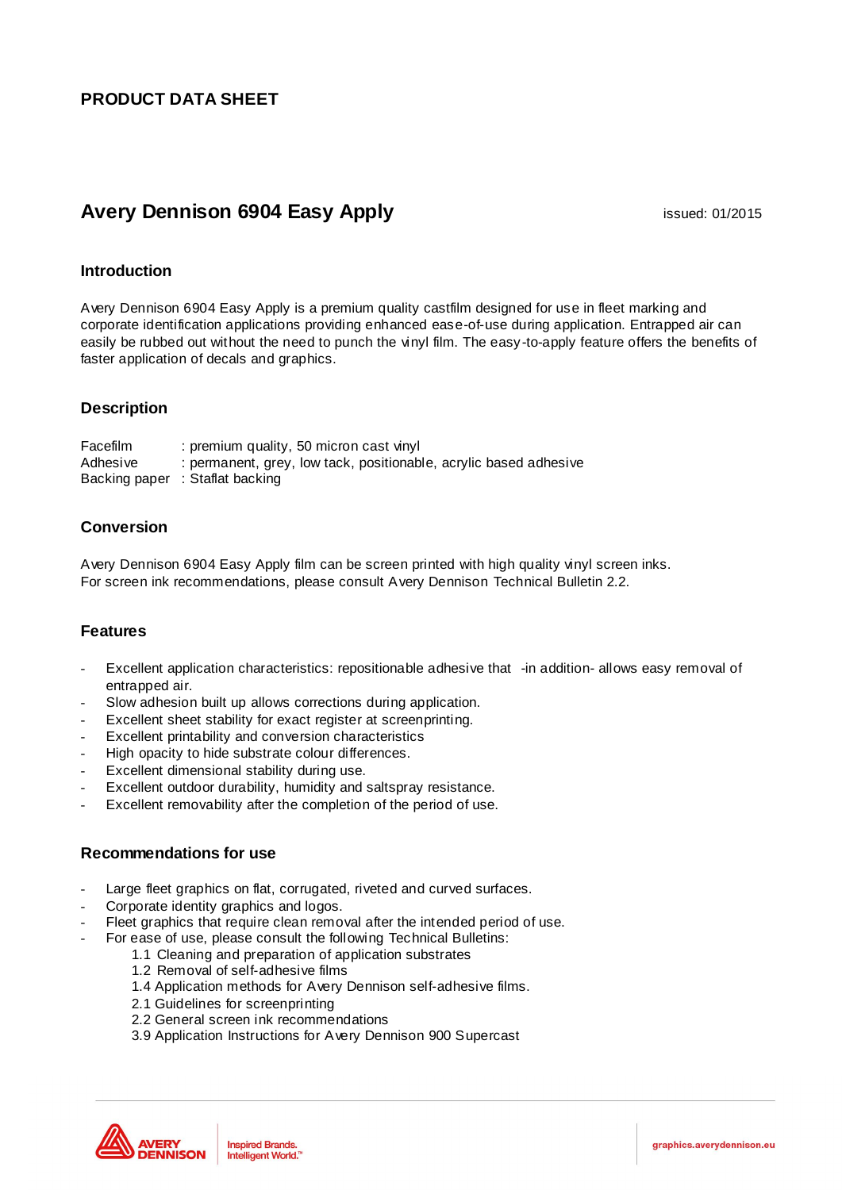**PRODUCT DATA SHEET**

# Avery Dennison 6904 Easy Apply

issued: 01/2015

## Introduction

Avery Dennison 6904 Easy Apply is a premium quality castfilm designed for use in fleet marking and corporate identification applications providing enhanced ease-of-use during application. Entrapped air can easily be rubbed out without the need to punch the vinyl film. The easy-to-apply feature offers the benefits of faster application of decals and graphics.

## Description

Facefilm : premium quality, 50 micron cast vinyl
Adhesive : permanent, grey, low tack, positionable, acrylic based adhesive
Backing paper : Staflat backing

## Conversion

Avery Dennison 6904 Easy Apply film can be screen printed with high quality vinyl screen inks.
For screen ink recommendations, please consult Avery Dennison Technical Bulletin 2.2.

## Features

- Excellent application characteristics: repositionable adhesive that -in addition- allows easy removal of entrapped air.
- Slow adhesion built up allows corrections during application.
- Excellent sheet stability for exact register at screenprinting.
- Excellent printability and conversion characteristics
- High opacity to hide substrate colour differences.
- Excellent dimensional stability during use.
- Excellent outdoor durability, humidity and saltspray resistance.
- Excellent removability after the completion of the period of use.

## Recommendations for use

- Large fleet graphics on flat, corrugated, riveted and curved surfaces.
- Corporate identity graphics and logos.
- Fleet graphics that require clean removal after the intended period of use.
- For ease of use, please consult the following Technical Bulletins:
  - 1.1 Cleaning and preparation of application substrates
  - 1.2 Removal of self-adhesive films
  - 1.4 Application methods for Avery Dennison self-adhesive films.
  - 2.1 Guidelines for screenprinting
  - 2.2 General screen ink recommendations
  - 3.9 Application Instructions for Avery Dennison 900 Supercast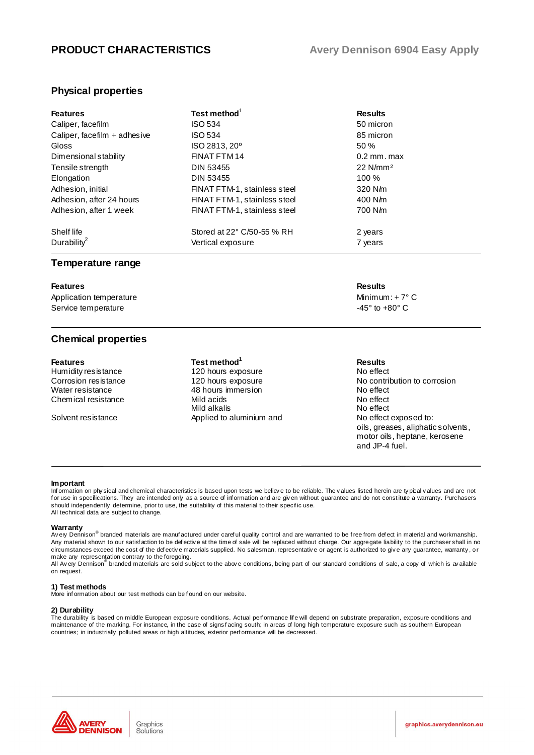# PRODUCT CHARACTERISTICS

**Avery Dennison 6904 Easy Apply**

## Physical properties

| Features | Test method[1] | Results |
|---|---|---|
| Caliper, facefilm | ISO 534 | 50 micron |
| Caliper, facefilm + adhesive | ISO 534 | 85 micron |
| Gloss | ISO 2813, 20º | 50 % |
| Dimensional stability | FINAT FTM 14 | 0.2 mm. max |
| Tensile strength | DIN 53455 | 22 N/mm² |
| Elongation | DIN 53455 | 100 % |
| Adhesion, initial | FINAT FTM-1, stainless steel | 320 N/m |
| Adhesion, after 24 hours | FINAT FTM-1, stainless steel | 400 N/m |
| Adhesion, after 1 week | FINAT FTM-1, stainless steel | 700 N/m |
| Shelf life | Stored at 22° C/50-55 % RH | 2 years |
| Durability[2] | Vertical exposure | 7 years |

## Temperature range

| Features | Results |
|---|---|
| Application temperature | Minimum: + 7° C |
| Service temperature | -45° to +80° C |

## Chemical properties

| Features | Test method[1] | Results |
|---|---|---|
| Humidity resistance | 120 hours exposure | No effect |
| Corrosion resistance | 120 hours exposure | No contribution to corrosion |
| Water resistance | 48 hours immersion | No effect |
| Chemical resistance | Mild acids | No effect |
| | Mild alkalis | No effect |
| Solvent resistance | Applied to aluminium and | No effect exposed to: oils, greases, aliphatic solvents, motor oils, heptane, kerosene and JP-4 fuel. |

**Important**
Information on physical and chemical characteristics is based upon tests we believe to be reliable. The values listed herein are typical values and are not for use in specifications. They are intended only as a source of information and are given without guarantee and do not constitute a warranty. Purchasers should independently determine, prior to use, the suitability of this material to their specific use.
All technical data are subject to change.

**Warranty**
Avery Dennison® branded materials are manufactured under careful quality control and are warranted to be free from defect in material and workmanship. Any material shown to our satisfaction to be defective at the time of sale will be replaced without charge. Our aggregate liability to the purchaser shall in no circumstances exceed the cost of the defective materials supplied. No salesman, representative or agent is authorized to give any guarantee, warranty, or make any representation contrary to the foregoing.
All Avery Dennison® branded materials are sold subject to the above conditions, being part of our standard conditions of sale, a copy of which is available on request.

**1) Test methods**
More information about our test methods can be found on our website.

**2) Durability**
The durability is based on middle European exposure conditions. Actual performance life will depend on substrate preparation, exposure conditions and maintenance of the marking. For instance, in the case of signs facing south; in areas of long high temperature exposure such as southern European countries; in industrially polluted areas or high altitudes, exterior performance will be decreased.